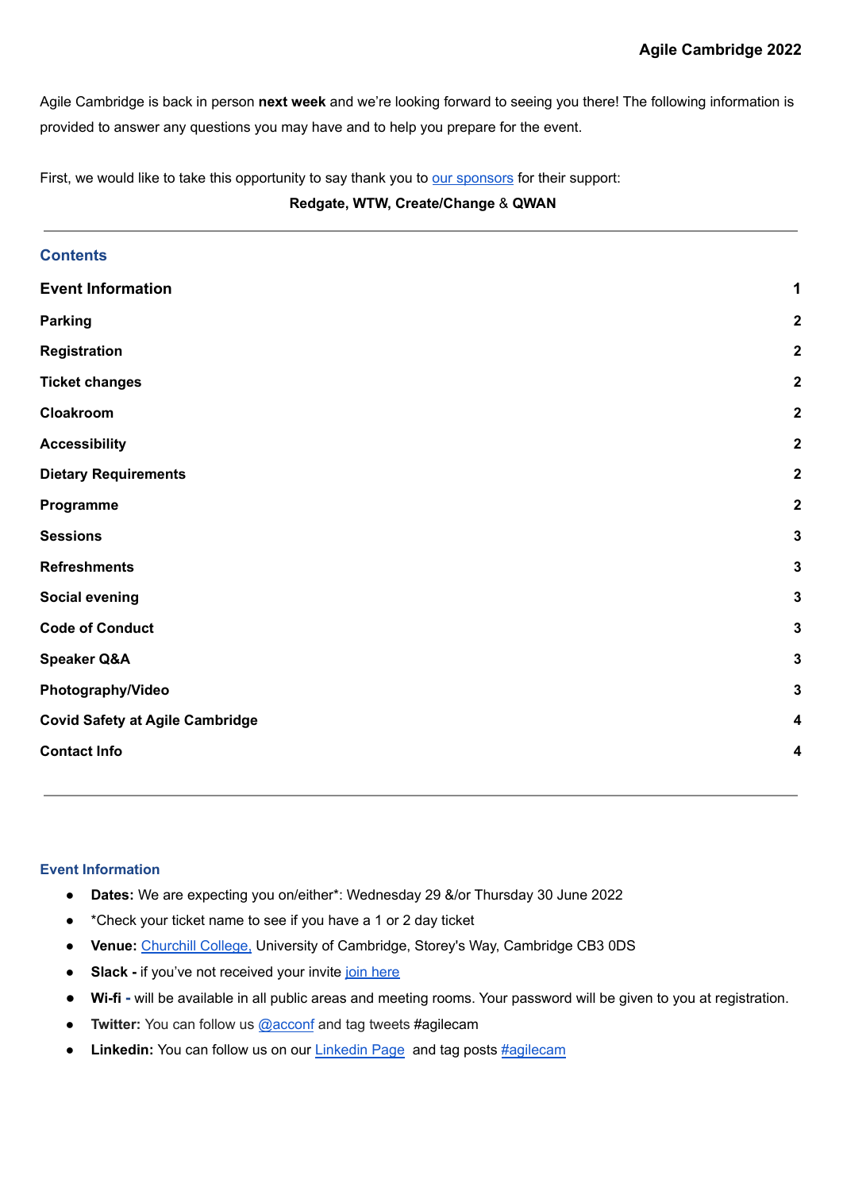**Agile Cambridge 2022**

Agile Cambridge is back in person **next week** and we're looking forward to seeing you there! The following information is provided to answer any questions you may have and to help you prepare for the event.

First, we would like to take this opportunity to say thank you to our sponsors for their support:

**Redgate, WTW, Create/Change** & **QWAN**

---

## Contents

| | |
|---|---|
| **Event Information** | **1** |
| **Parking** | **2** |
| **Registration** | **2** |
| **Ticket changes** | **2** |
| **Cloakroom** | **2** |
| **Accessibility** | **2** |
| **Dietary Requirements** | **2** |
| **Programme** | **2** |
| **Sessions** | **3** |
| **Refreshments** | **3** |
| **Social evening** | **3** |
| **Code of Conduct** | **3** |
| **Speaker Q&A** | **3** |
| **Photography/Video** | **3** |
| **Covid Safety at Agile Cambridge** | **4** |
| **Contact Info** | **4** |

---

## Event Information

- **Dates:** We are expecting you on/either*: Wednesday 29 &/or Thursday 30 June 2022
- *Check your ticket name to see if you have a 1 or 2 day ticket
- **Venue:** Churchill College, University of Cambridge, Storey's Way, Cambridge CB3 0DS
- **Slack -** if you've not received your invite join here
- **Wi-fi -** will be available in all public areas and meeting rooms. Your password will be given to you at registration.
- **Twitter:** You can follow us @acconf and tag tweets #agilecam
- **Linkedin:** You can follow us on our Linkedin Page and tag posts #agilecam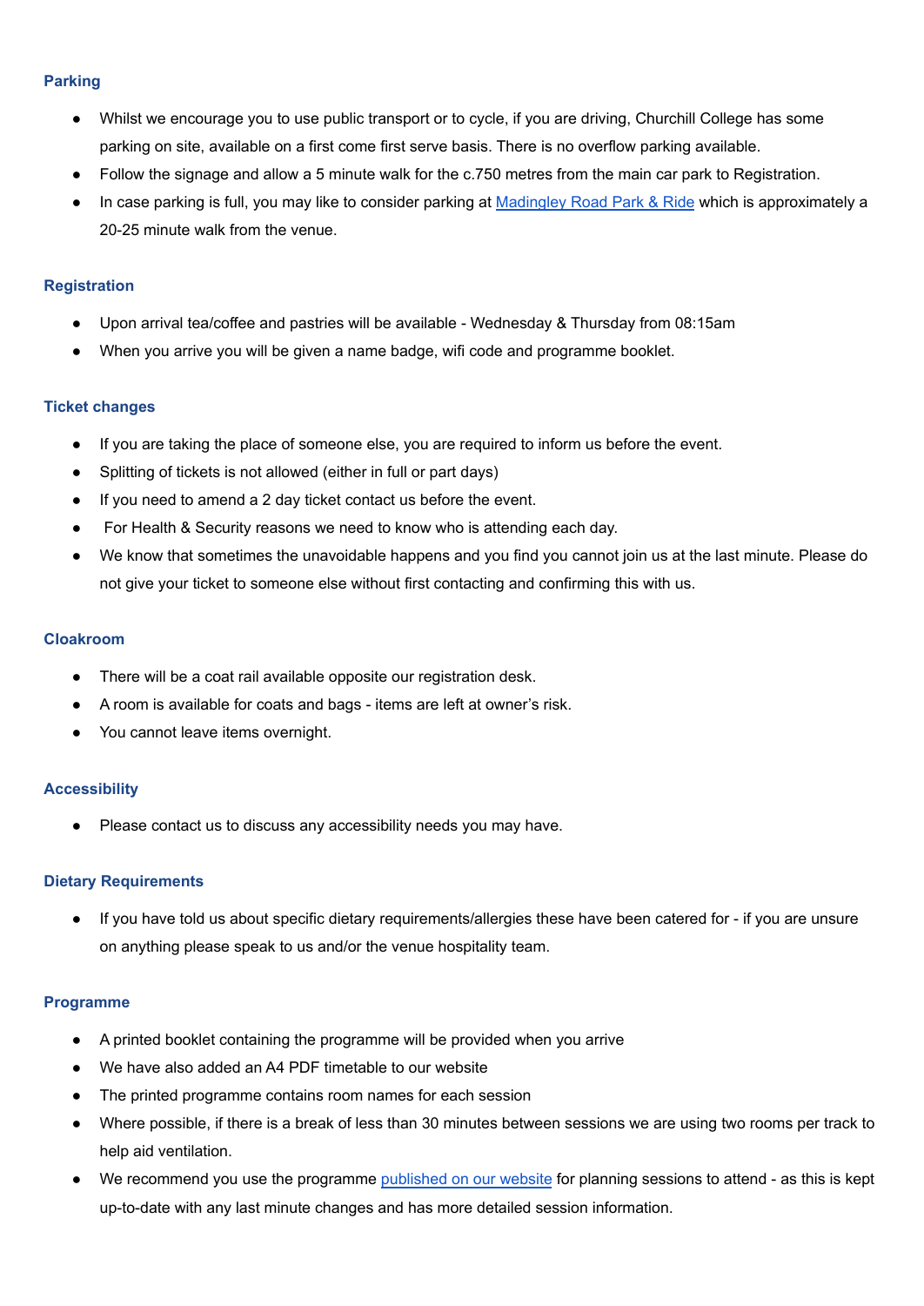## Parking

- Whilst we encourage you to use public transport or to cycle, if you are driving, Churchill College has some parking on site, available on a first come first serve basis. There is no overflow parking available.
- Follow the signage and allow a 5 minute walk for the c.750 metres from the main car park to Registration.
- In case parking is full, you may like to consider parking at Madingley Road Park & Ride which is approximately a 20-25 minute walk from the venue.

## Registration

- Upon arrival tea/coffee and pastries will be available - Wednesday & Thursday from 08:15am
- When you arrive you will be given a name badge, wifi code and programme booklet.

## Ticket changes

- If you are taking the place of someone else, you are required to inform us before the event.
- Splitting of tickets is not allowed (either in full or part days)
- If you need to amend a 2 day ticket contact us before the event.
- For Health & Security reasons we need to know who is attending each day.
- We know that sometimes the unavoidable happens and you find you cannot join us at the last minute. Please do not give your ticket to someone else without first contacting and confirming this with us.

## Cloakroom

- There will be a coat rail available opposite our registration desk.
- A room is available for coats and bags - items are left at owner's risk.
- You cannot leave items overnight.

## Accessibility

- Please contact us to discuss any accessibility needs you may have.

## Dietary Requirements

- If you have told us about specific dietary requirements/allergies these have been catered for - if you are unsure on anything please speak to us and/or the venue hospitality team.

## Programme

- A printed booklet containing the programme will be provided when you arrive
- We have also added an A4 PDF timetable to our website
- The printed programme contains room names for each session
- Where possible, if there is a break of less than 30 minutes between sessions we are using two rooms per track to help aid ventilation.
- We recommend you use the programme published on our website for planning sessions to attend - as this is kept up-to-date with any last minute changes and has more detailed session information.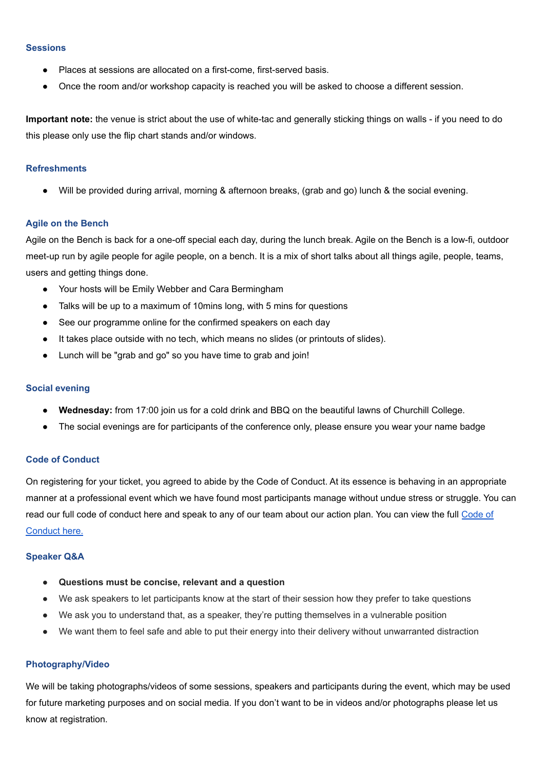### Sessions

- Places at sessions are allocated on a first-come, first-served basis.
- Once the room and/or workshop capacity is reached you will be asked to choose a different session.

**Important note:** the venue is strict about the use of white-tac and generally sticking things on walls - if you need to do this please only use the flip chart stands and/or windows.

### Refreshments

- Will be provided during arrival, morning & afternoon breaks, (grab and go) lunch & the social evening.

### Agile on the Bench

Agile on the Bench is back for a one-off special each day, during the lunch break. Agile on the Bench is a low-fi, outdoor meet-up run by agile people for agile people, on a bench. It is a mix of short talks about all things agile, people, teams, users and getting things done.

- Your hosts will be Emily Webber and Cara Bermingham
- Talks will be up to a maximum of 10mins long, with 5 mins for questions
- See our programme online for the confirmed speakers on each day
- It takes place outside with no tech, which means no slides (or printouts of slides).
- Lunch will be "grab and go" so you have time to grab and join!

### Social evening

- **Wednesday:** from 17:00 join us for a cold drink and BBQ on the beautiful lawns of Churchill College.
- The social evenings are for participants of the conference only, please ensure you wear your name badge

### Code of Conduct

On registering for your ticket, you agreed to abide by the Code of Conduct. At its essence is behaving in an appropriate manner at a professional event which we have found most participants manage without undue stress or struggle. You can read our full code of conduct here and speak to any of our team about our action plan. You can view the full [Code of Conduct here.]

### Speaker Q&A

- **Questions must be concise, relevant and a question**
- We ask speakers to let participants know at the start of their session how they prefer to take questions
- We ask you to understand that, as a speaker, they're putting themselves in a vulnerable position
- We want them to feel safe and able to put their energy into their delivery without unwarranted distraction

### Photography/Video

We will be taking photographs/videos of some sessions, speakers and participants during the event, which may be used for future marketing purposes and on social media. If you don't want to be in videos and/or photographs please let us know at registration.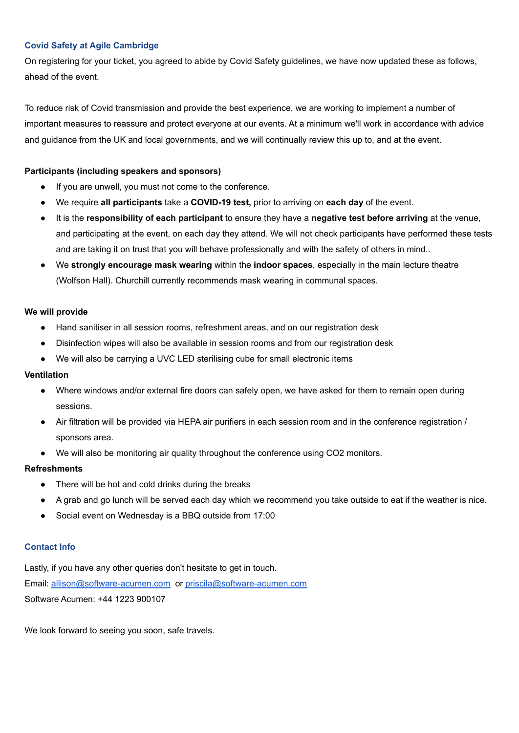## Covid Safety at Agile Cambridge

On registering for your ticket, you agreed to abide by Covid Safety guidelines, we have now updated these as follows, ahead of the event.

To reduce risk of Covid transmission and provide the best experience, we are working to implement a number of important measures to reassure and protect everyone at our events. At a minimum we'll work in accordance with advice and guidance from the UK and local governments, and we will continually review this up to, and at the event.

**Participants (including speakers and sponsors)**

- If you are unwell, you must not come to the conference.
- We require **all participants** take a **COVID-19 test,** prior to arriving on **each day** of the event.
- It is the **responsibility of each participant** to ensure they have a **negative test before arriving** at the venue, and participating at the event, on each day they attend. We will not check participants have performed these tests and are taking it on trust that you will behave professionally and with the safety of others in mind..
- We **strongly encourage mask wearing** within the **indoor spaces**, especially in the main lecture theatre (Wolfson Hall). Churchill currently recommends mask wearing in communal spaces.

**We will provide**

- Hand sanitiser in all session rooms, refreshment areas, and on our registration desk
- Disinfection wipes will also be available in session rooms and from our registration desk
- We will also be carrying a UVC LED sterilising cube for small electronic items

**Ventilation**

- Where windows and/or external fire doors can safely open, we have asked for them to remain open during sessions.
- Air filtration will be provided via HEPA air purifiers in each session room and in the conference registration / sponsors area.
- We will also be monitoring air quality throughout the conference using CO2 monitors.

**Refreshments**

- There will be hot and cold drinks during the breaks
- A grab and go lunch will be served each day which we recommend you take outside to eat if the weather is nice.
- Social event on Wednesday is a BBQ outside from 17:00

## Contact Info

Lastly, if you have any other queries don't hesitate to get in touch.

Email: allison@software-acumen.com or priscila@software-acumen.com

Software Acumen: +44 1223 900107

We look forward to seeing you soon, safe travels.